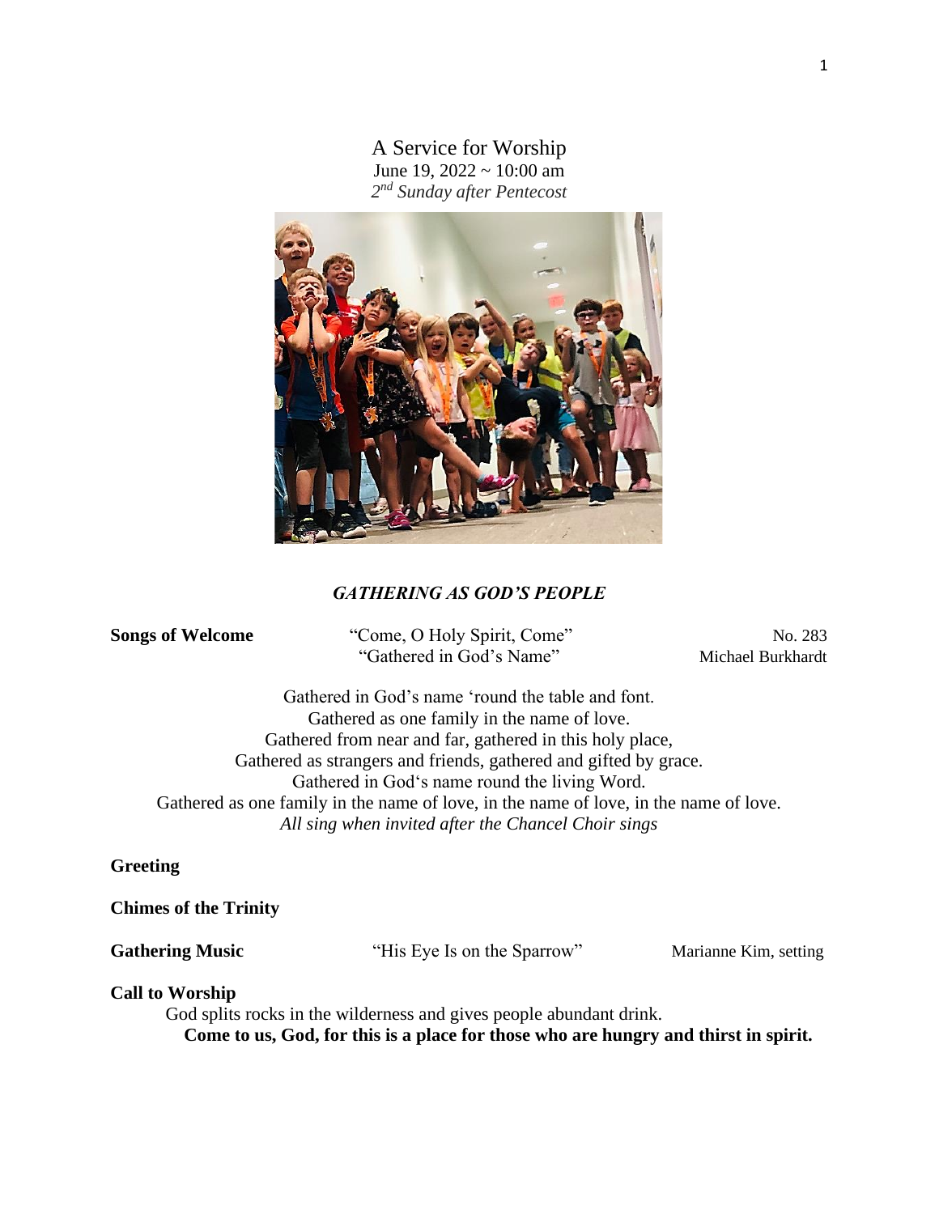# A Service for Worship

June 19, 2022 ~ 10:00 am

*2nd Sunday after Pentecost*

## *GATHERING AS GOD'S PEOPLE*

**Songs of Welcome** "Come, O Holy Spirit, Come" No. 283

"Gathered in God's Name" Michael Burkhardt

Gathered in God's name 'round the table and font.
Gathered as one family in the name of love.
Gathered from near and far, gathered in this holy place,
Gathered as strangers and friends, gathered and gifted by grace.
Gathered in God's name round the living Word.
Gathered as one family in the name of love, in the name of love, in the name of love.

*All sing when invited after the Chancel Choir sings*

**Greeting**

**Chimes of the Trinity**

**Gathering Music** "His Eye Is on the Sparrow" Marianne Kim, setting

**Call to Worship**

God splits rocks in the wilderness and gives people abundant drink.

**Come to us, God, for this is a place for those who are hungry and thirst in spirit.**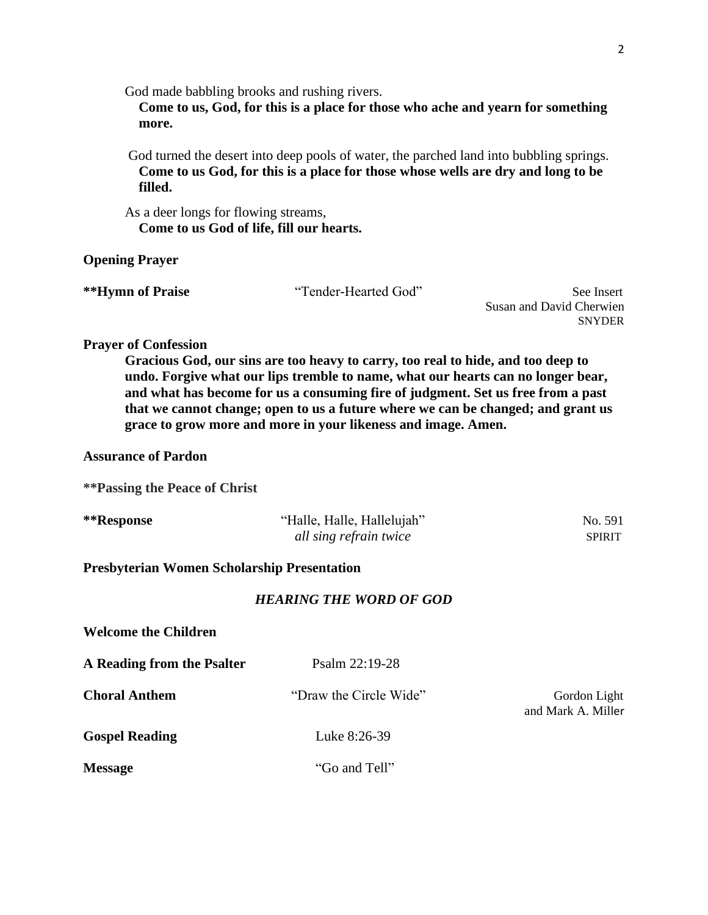God made babbling brooks and rushing rivers.
**Come to us, God, for this is a place for those who ache and yearn for something more.**

God turned the desert into deep pools of water, the parched land into bubbling springs.
**Come to us God, for this is a place for those whose wells are dry and long to be filled.**

As a deer longs for flowing streams,
**Come to us God of life, fill our hearts.**

**Opening Prayer**

**\*\*Hymn of Praise** "Tender-Hearted God" See Insert
Susan and David Cherwien
SNYDER

**Prayer of Confession**

**Gracious God, our sins are too heavy to carry, too real to hide, and too deep to undo. Forgive what our lips tremble to name, what our hearts can no longer bear, and what has become for us a consuming fire of judgment. Set us free from a past that we cannot change; open to us a future where we can be changed; and grant us grace to grow more and more in your likeness and image. Amen.**

**Assurance of Pardon**

**\*\*Passing the Peace of Christ**

**\*\*Response** "Halle, Halle, Hallelujah" No. 591
*all sing refrain twice* SPIRIT

**Presbyterian Women Scholarship Presentation**

## *HEARING THE WORD OF GOD*

**Welcome the Children**

**A Reading from the Psalter** Psalm 22:19-28

**Choral Anthem** "Draw the Circle Wide" Gordon Light and Mark A. Miller

**Gospel Reading** Luke 8:26-39

**Message** "Go and Tell"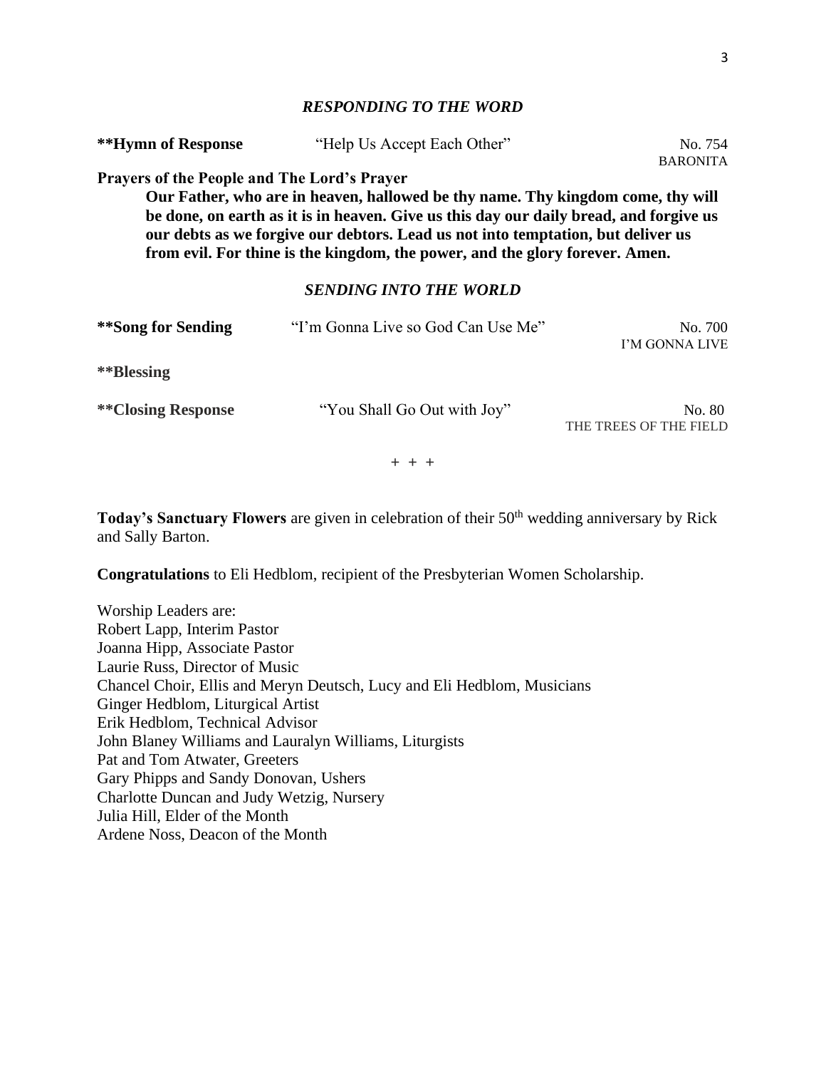### *RESPONDING TO THE WORD*

**\*\*Hymn of Response** "Help Us Accept Each Other" No. 754
BARONITA

**Prayers of the People and The Lord's Prayer**

> **Our Father, who are in heaven, hallowed be thy name. Thy kingdom come, thy will be done, on earth as it is in heaven. Give us this day our daily bread, and forgive us our debts as we forgive our debtors. Lead us not into temptation, but deliver us from evil. For thine is the kingdom, the power, and the glory forever. Amen.**

### *SENDING INTO THE WORLD*

**\*\*Song for Sending** "I'm Gonna Live so God Can Use Me" No. 700
I'M GONNA LIVE

**\*\*Blessing**

**\*\*Closing Response** "You Shall Go Out with Joy" No. 80
THE TREES OF THE FIELD

\+ + +

**Today's Sanctuary Flowers** are given in celebration of their 50th wedding anniversary by Rick and Sally Barton.

**Congratulations** to Eli Hedblom, recipient of the Presbyterian Women Scholarship.

Worship Leaders are:
Robert Lapp, Interim Pastor
Joanna Hipp, Associate Pastor
Laurie Russ, Director of Music
Chancel Choir, Ellis and Meryn Deutsch, Lucy and Eli Hedblom, Musicians
Ginger Hedblom, Liturgical Artist
Erik Hedblom, Technical Advisor
John Blaney Williams and Lauralyn Williams, Liturgists
Pat and Tom Atwater, Greeters
Gary Phipps and Sandy Donovan, Ushers
Charlotte Duncan and Judy Wetzig, Nursery
Julia Hill, Elder of the Month
Ardene Noss, Deacon of the Month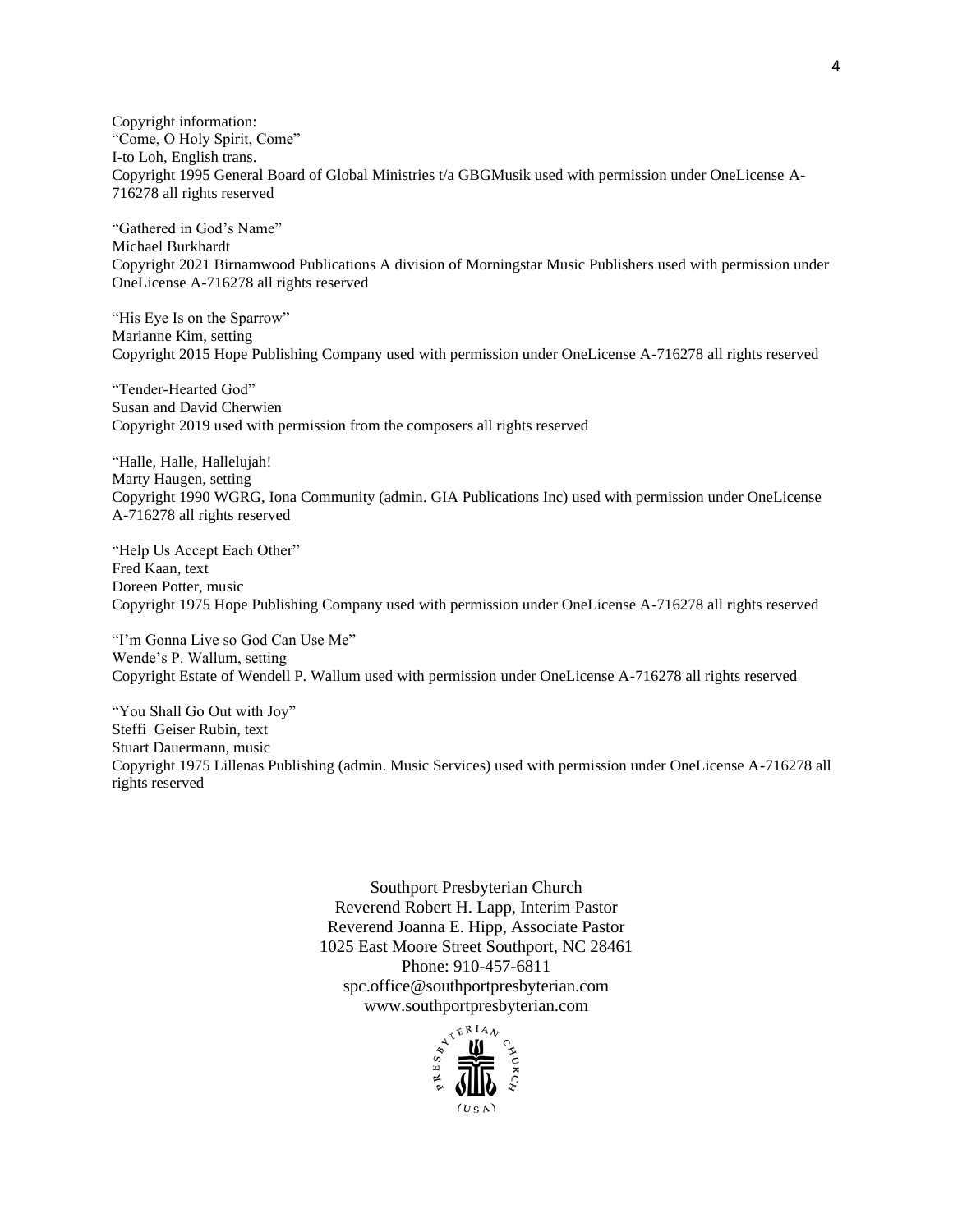Copyright information:
"Come, O Holy Spirit, Come"
I-to Loh, English trans.
Copyright 1995 General Board of Global Ministries t/a GBGMusik used with permission under OneLicense A-716278 all rights reserved

"Gathered in God's Name"
Michael Burkhardt
Copyright 2021 Birnamwood Publications A division of Morningstar Music Publishers used with permission under OneLicense A-716278 all rights reserved

"His Eye Is on the Sparrow"
Marianne Kim, setting
Copyright 2015 Hope Publishing Company used with permission under OneLicense A-716278 all rights reserved

"Tender-Hearted God"
Susan and David Cherwien
Copyright 2019 used with permission from the composers all rights reserved

"Halle, Halle, Hallelujah!
Marty Haugen, setting
Copyright 1990 WGRG, Iona Community (admin. GIA Publications Inc) used with permission under OneLicense A-716278 all rights reserved

"Help Us Accept Each Other"
Fred Kaan, text
Doreen Potter, music
Copyright 1975 Hope Publishing Company used with permission under OneLicense A-716278 all rights reserved

"I'm Gonna Live so God Can Use Me"
Wende's P. Wallum, setting
Copyright Estate of Wendell P. Wallum used with permission under OneLicense A-716278 all rights reserved

"You Shall Go Out with Joy"
Steffi Geiser Rubin, text
Stuart Dauermann, music
Copyright 1975 Lillenas Publishing (admin. Music Services) used with permission under OneLicense A-716278 all rights reserved

Southport Presbyterian Church
Reverend Robert H. Lapp, Interim Pastor
Reverend Joanna E. Hipp, Associate Pastor
1025 East Moore Street Southport, NC 28461
Phone: 910-457-6811
spc.office@southportpresbyterian.com
www.southportpresbyterian.com

PRESBYTERIAN CHURCH (USA)